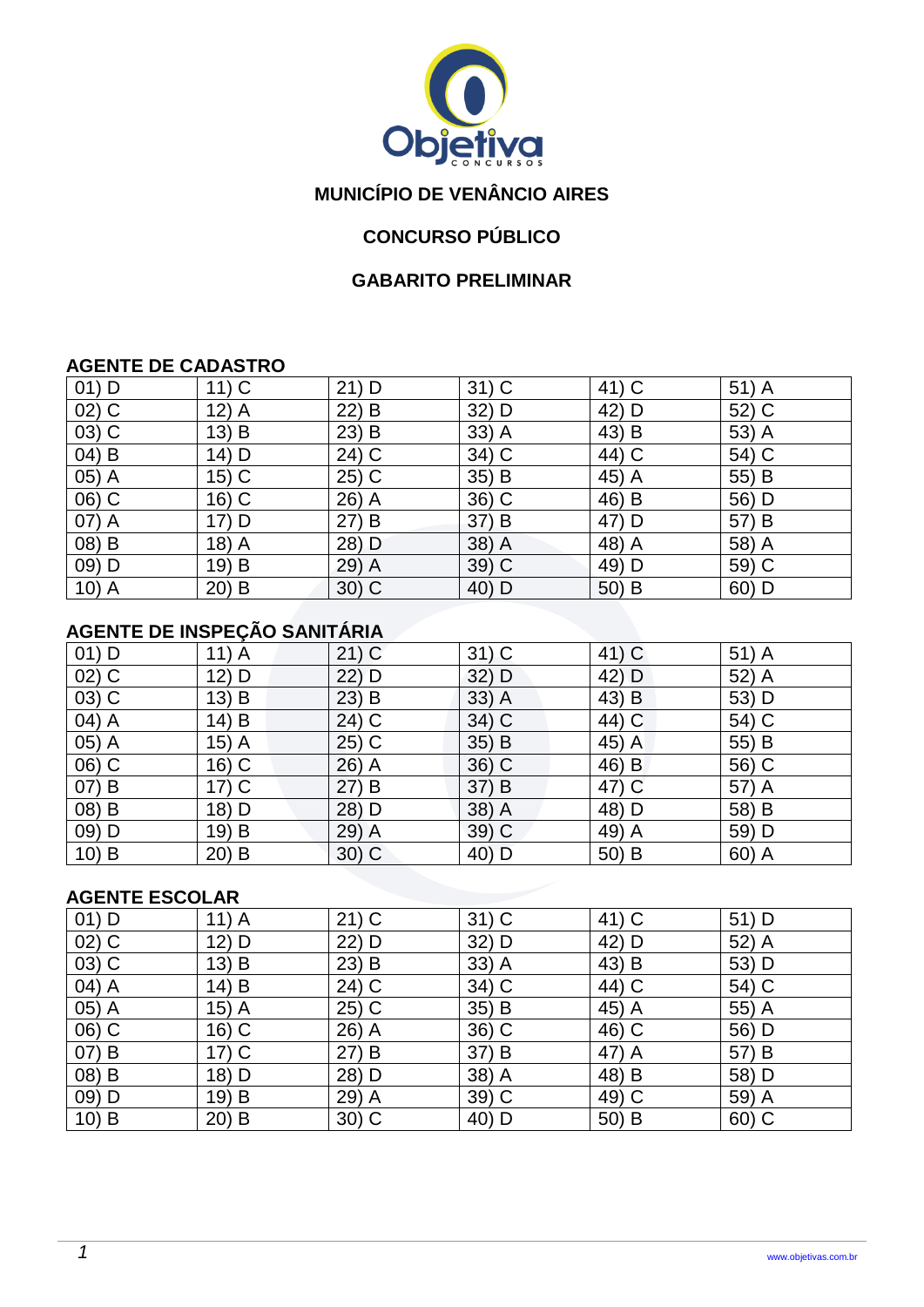# MUNICÍPIO DE VENÂNCIO AIRES

## CONCURSO PÚBLICO

## GABARITO PRELIMINAR

### AGENTE DE CADASTRO

| | | | | | |
|---|---|---|---|---|---|
| 01) D | 11) C | 21) D | 31) C | 41) C | 51) A |
| 02) C | 12) A | 22) B | 32) D | 42) D | 52) C |
| 03) C | 13) B | 23) B | 33) A | 43) B | 53) A |
| 04) B | 14) D | 24) C | 34) C | 44) C | 54) C |
| 05) A | 15) C | 25) C | 35) B | 45) A | 55) B |
| 06) C | 16) C | 26) A | 36) C | 46) B | 56) D |
| 07) A | 17) D | 27) B | 37) B | 47) D | 57) B |
| 08) B | 18) A | 28) D | 38) A | 48) A | 58) A |
| 09) D | 19) B | 29) A | 39) C | 49) D | 59) C |
| 10) A | 20) B | 30) C | 40) D | 50) B | 60) D |

### AGENTE DE INSPEÇÃO SANITÁRIA

| | | | | | |
|---|---|---|---|---|---|
| 01) D | 11) A | 21) C | 31) C | 41) C | 51) A |
| 02) C | 12) D | 22) D | 32) D | 42) D | 52) A |
| 03) C | 13) B | 23) B | 33) A | 43) B | 53) D |
| 04) A | 14) B | 24) C | 34) C | 44) C | 54) C |
| 05) A | 15) A | 25) C | 35) B | 45) A | 55) B |
| 06) C | 16) C | 26) A | 36) C | 46) B | 56) C |
| 07) B | 17) C | 27) B | 37) B | 47) C | 57) A |
| 08) B | 18) D | 28) D | 38) A | 48) D | 58) B |
| 09) D | 19) B | 29) A | 39) C | 49) A | 59) D |
| 10) B | 20) B | 30) C | 40) D | 50) B | 60) A |

### AGENTE ESCOLAR

| | | | | | |
|---|---|---|---|---|---|
| 01) D | 11) A | 21) C | 31) C | 41) C | 51) D |
| 02) C | 12) D | 22) D | 32) D | 42) D | 52) A |
| 03) C | 13) B | 23) B | 33) A | 43) B | 53) D |
| 04) A | 14) B | 24) C | 34) C | 44) C | 54) C |
| 05) A | 15) A | 25) C | 35) B | 45) A | 55) A |
| 06) C | 16) C | 26) A | 36) C | 46) C | 56) D |
| 07) B | 17) C | 27) B | 37) B | 47) A | 57) B |
| 08) B | 18) D | 28) D | 38) A | 48) B | 58) D |
| 09) D | 19) B | 29) A | 39) C | 49) C | 59) A |
| 10) B | 20) B | 30) C | 40) D | 50) B | 60) C |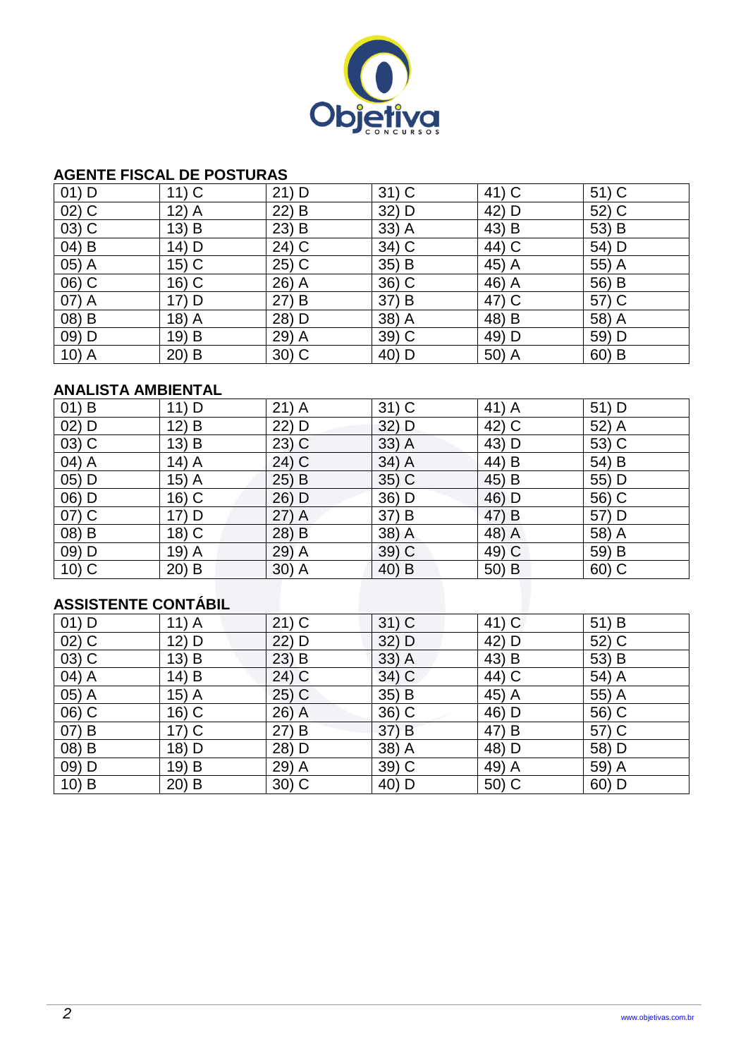### AGENTE FISCAL DE POSTURAS

| | | | | | |
|---|---|---|---|---|---|
| 01) D | 11) C | 21) D | 31) C | 41) C | 51) C |
| 02) C | 12) A | 22) B | 32) D | 42) D | 52) C |
| 03) C | 13) B | 23) B | 33) A | 43) B | 53) B |
| 04) B | 14) D | 24) C | 34) C | 44) C | 54) D |
| 05) A | 15) C | 25) C | 35) B | 45) A | 55) A |
| 06) C | 16) C | 26) A | 36) C | 46) A | 56) B |
| 07) A | 17) D | 27) B | 37) B | 47) C | 57) C |
| 08) B | 18) A | 28) D | 38) A | 48) B | 58) A |
| 09) D | 19) B | 29) A | 39) C | 49) D | 59) D |
| 10) A | 20) B | 30) C | 40) D | 50) A | 60) B |

### ANALISTA AMBIENTAL

| | | | | | |
|---|---|---|---|---|---|
| 01) B | 11) D | 21) A | 31) C | 41) A | 51) D |
| 02) D | 12) B | 22) D | 32) D | 42) C | 52) A |
| 03) C | 13) B | 23) C | 33) A | 43) D | 53) C |
| 04) A | 14) A | 24) C | 34) A | 44) B | 54) B |
| 05) D | 15) A | 25) B | 35) C | 45) B | 55) D |
| 06) D | 16) C | 26) D | 36) D | 46) D | 56) C |
| 07) C | 17) D | 27) A | 37) B | 47) B | 57) D |
| 08) B | 18) C | 28) B | 38) A | 48) A | 58) A |
| 09) D | 19) A | 29) A | 39) C | 49) C | 59) B |
| 10) C | 20) B | 30) A | 40) B | 50) B | 60) C |

### ASSISTENTE CONTÁBIL

| | | | | | |
|---|---|---|---|---|---|
| 01) D | 11) A | 21) C | 31) C | 41) C | 51) B |
| 02) C | 12) D | 22) D | 32) D | 42) D | 52) C |
| 03) C | 13) B | 23) B | 33) A | 43) B | 53) B |
| 04) A | 14) B | 24) C | 34) C | 44) C | 54) A |
| 05) A | 15) A | 25) C | 35) B | 45) A | 55) A |
| 06) C | 16) C | 26) A | 36) C | 46) D | 56) C |
| 07) B | 17) C | 27) B | 37) B | 47) B | 57) C |
| 08) B | 18) D | 28) D | 38) A | 48) D | 58) D |
| 09) D | 19) B | 29) A | 39) C | 49) A | 59) A |
| 10) B | 20) B | 30) C | 40) D | 50) C | 60) D |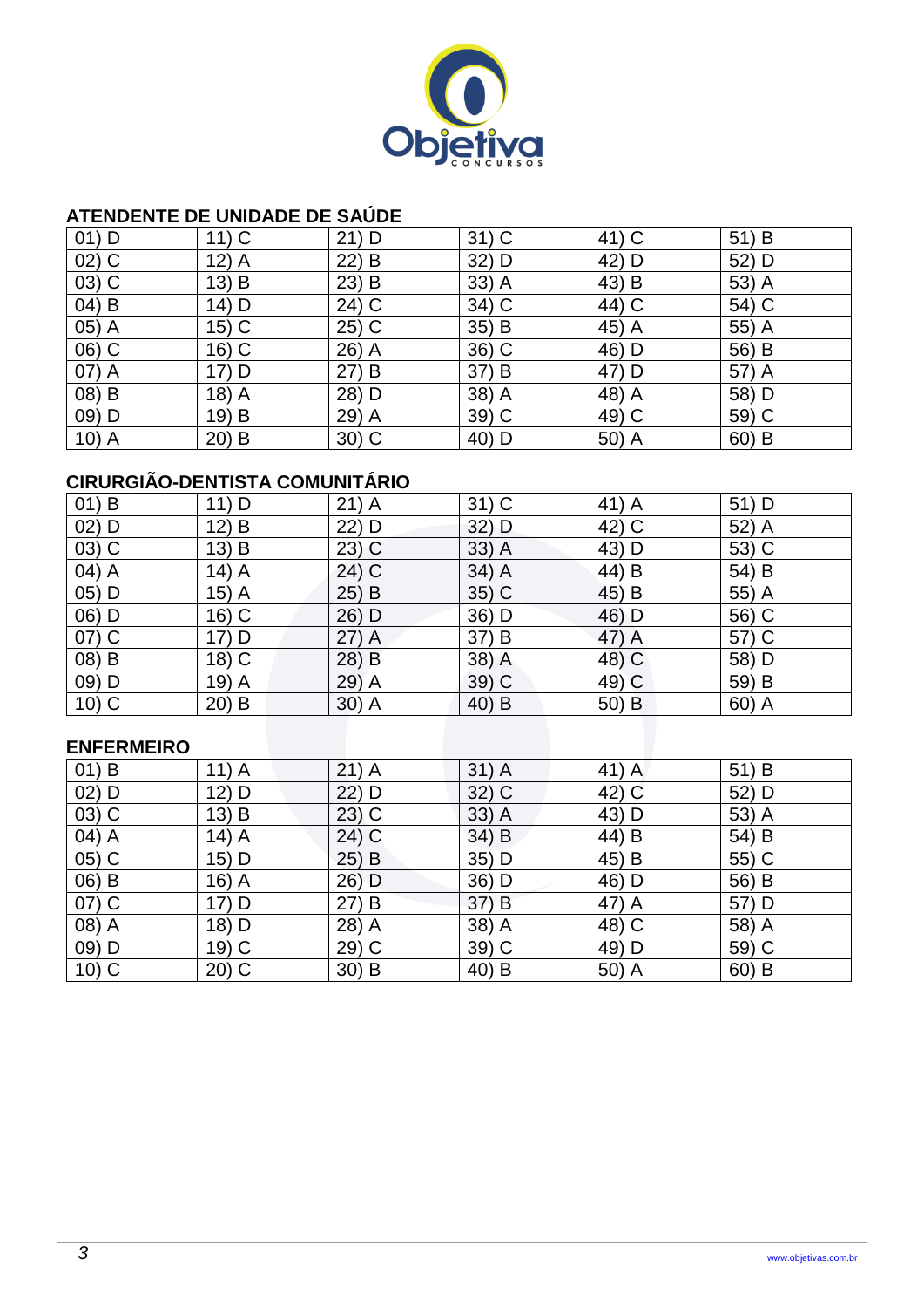## ATENDENTE DE UNIDADE DE SAÚDE

| | | | | | |
|---|---|---|---|---|---|
| 01) D | 11) C | 21) D | 31) C | 41) C | 51) B |
| 02) C | 12) A | 22) B | 32) D | 42) D | 52) D |
| 03) C | 13) B | 23) B | 33) A | 43) B | 53) A |
| 04) B | 14) D | 24) C | 34) C | 44) C | 54) C |
| 05) A | 15) C | 25) C | 35) B | 45) A | 55) A |
| 06) C | 16) C | 26) A | 36) C | 46) D | 56) B |
| 07) A | 17) D | 27) B | 37) B | 47) D | 57) A |
| 08) B | 18) A | 28) D | 38) A | 48) A | 58) D |
| 09) D | 19) B | 29) A | 39) C | 49) C | 59) C |
| 10) A | 20) B | 30) C | 40) D | 50) A | 60) B |

## CIRURGIÃO-DENTISTA COMUNITÁRIO

| | | | | | |
|---|---|---|---|---|---|
| 01) B | 11) D | 21) A | 31) C | 41) A | 51) D |
| 02) D | 12) B | 22) D | 32) D | 42) C | 52) A |
| 03) C | 13) B | 23) C | 33) A | 43) D | 53) C |
| 04) A | 14) A | 24) C | 34) A | 44) B | 54) B |
| 05) D | 15) A | 25) B | 35) C | 45) B | 55) A |
| 06) D | 16) C | 26) D | 36) D | 46) D | 56) C |
| 07) C | 17) D | 27) A | 37) B | 47) A | 57) C |
| 08) B | 18) C | 28) B | 38) A | 48) C | 58) D |
| 09) D | 19) A | 29) A | 39) C | 49) C | 59) B |
| 10) C | 20) B | 30) A | 40) B | 50) B | 60) A |

## ENFERMEIRO

| | | | | | |
|---|---|---|---|---|---|
| 01) B | 11) A | 21) A | 31) A | 41) A | 51) B |
| 02) D | 12) D | 22) D | 32) C | 42) C | 52) D |
| 03) C | 13) B | 23) C | 33) A | 43) D | 53) A |
| 04) A | 14) A | 24) C | 34) B | 44) B | 54) B |
| 05) C | 15) D | 25) B | 35) D | 45) B | 55) C |
| 06) B | 16) A | 26) D | 36) D | 46) D | 56) B |
| 07) C | 17) D | 27) B | 37) B | 47) A | 57) D |
| 08) A | 18) D | 28) A | 38) A | 48) C | 58) A |
| 09) D | 19) C | 29) C | 39) C | 49) D | 59) C |
| 10) C | 20) C | 30) B | 40) B | 50) A | 60) B |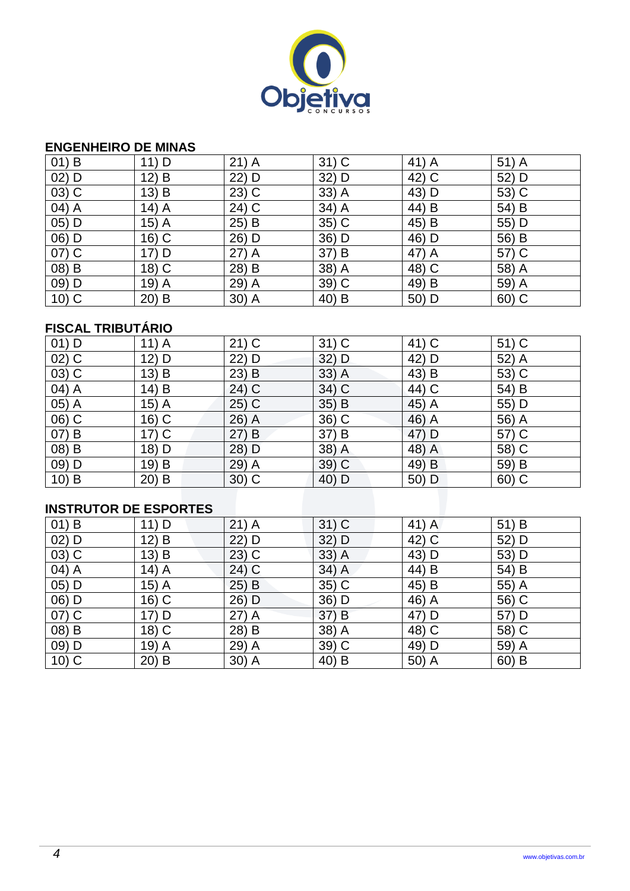### ENGENHEIRO DE MINAS

| | | | | | |
|---|---|---|---|---|---|
| 01) B | 11) D | 21) A | 31) C | 41) A | 51) A |
| 02) D | 12) B | 22) D | 32) D | 42) C | 52) D |
| 03) C | 13) B | 23) C | 33) A | 43) D | 53) C |
| 04) A | 14) A | 24) C | 34) A | 44) B | 54) B |
| 05) D | 15) A | 25) B | 35) C | 45) B | 55) D |
| 06) D | 16) C | 26) D | 36) D | 46) D | 56) B |
| 07) C | 17) D | 27) A | 37) B | 47) A | 57) C |
| 08) B | 18) C | 28) B | 38) A | 48) C | 58) A |
| 09) D | 19) A | 29) A | 39) C | 49) B | 59) A |
| 10) C | 20) B | 30) A | 40) B | 50) D | 60) C |

### FISCAL TRIBUTÁRIO

| | | | | | |
|---|---|---|---|---|---|
| 01) D | 11) A | 21) C | 31) C | 41) C | 51) C |
| 02) C | 12) D | 22) D | 32) D | 42) D | 52) A |
| 03) C | 13) B | 23) B | 33) A | 43) B | 53) C |
| 04) A | 14) B | 24) C | 34) C | 44) C | 54) B |
| 05) A | 15) A | 25) C | 35) B | 45) A | 55) D |
| 06) C | 16) C | 26) A | 36) C | 46) A | 56) A |
| 07) B | 17) C | 27) B | 37) B | 47) D | 57) C |
| 08) B | 18) D | 28) D | 38) A | 48) A | 58) C |
| 09) D | 19) B | 29) A | 39) C | 49) B | 59) B |
| 10) B | 20) B | 30) C | 40) D | 50) D | 60) C |

### INSTRUTOR DE ESPORTES

| | | | | | |
|---|---|---|---|---|---|
| 01) B | 11) D | 21) A | 31) C | 41) A | 51) B |
| 02) D | 12) B | 22) D | 32) D | 42) C | 52) D |
| 03) C | 13) B | 23) C | 33) A | 43) D | 53) D |
| 04) A | 14) A | 24) C | 34) A | 44) B | 54) B |
| 05) D | 15) A | 25) B | 35) C | 45) B | 55) A |
| 06) D | 16) C | 26) D | 36) D | 46) A | 56) C |
| 07) C | 17) D | 27) A | 37) B | 47) D | 57) D |
| 08) B | 18) C | 28) B | 38) A | 48) C | 58) C |
| 09) D | 19) A | 29) A | 39) C | 49) D | 59) A |
| 10) C | 20) B | 30) A | 40) B | 50) A | 60) B |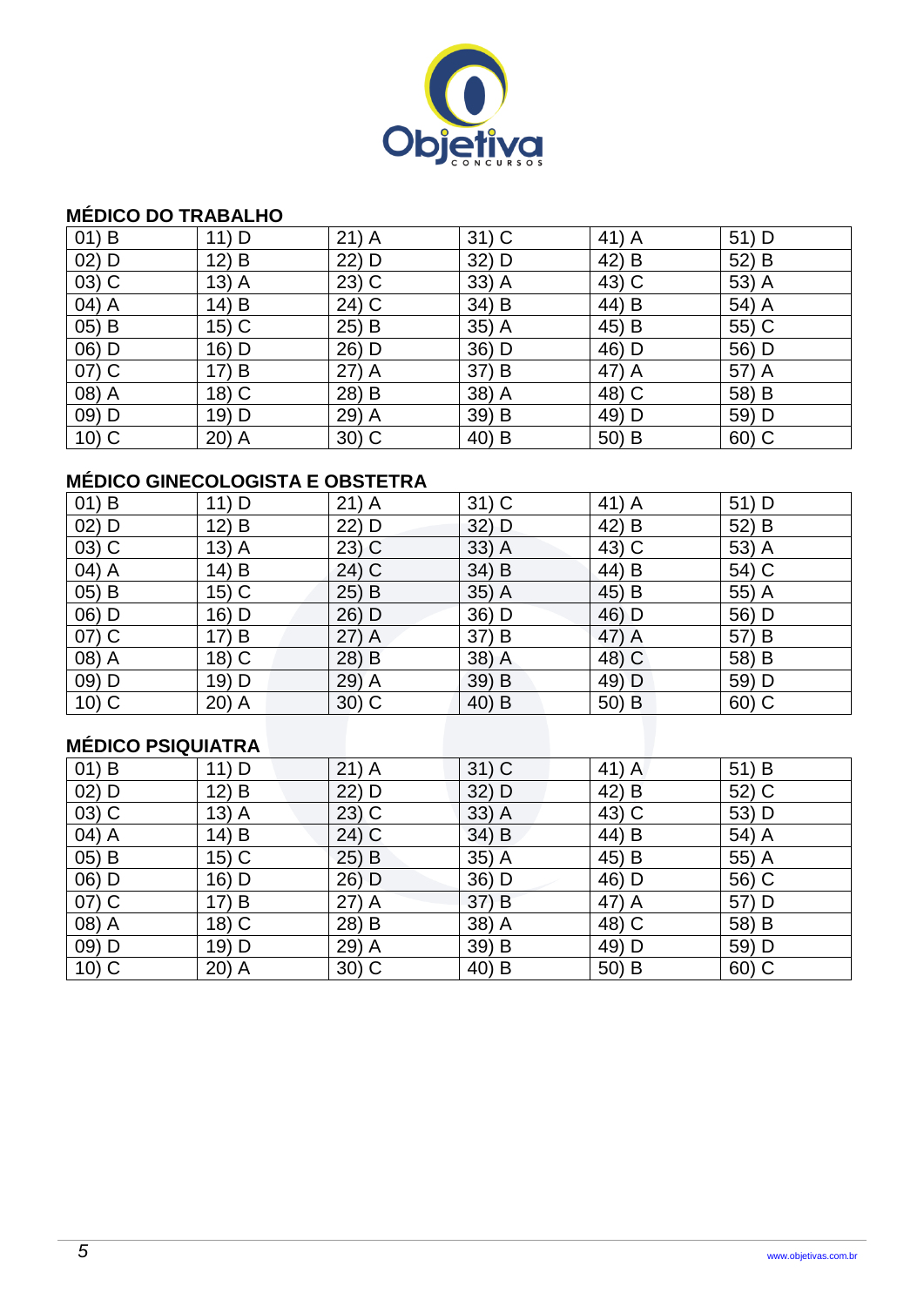### MÉDICO DO TRABALHO

| | | | | | |
|---|---|---|---|---|---|
| 01) B | 11) D | 21) A | 31) C | 41) A | 51) D |
| 02) D | 12) B | 22) D | 32) D | 42) B | 52) B |
| 03) C | 13) A | 23) C | 33) A | 43) C | 53) A |
| 04) A | 14) B | 24) C | 34) B | 44) B | 54) A |
| 05) B | 15) C | 25) B | 35) A | 45) B | 55) C |
| 06) D | 16) D | 26) D | 36) D | 46) D | 56) D |
| 07) C | 17) B | 27) A | 37) B | 47) A | 57) A |
| 08) A | 18) C | 28) B | 38) A | 48) C | 58) B |
| 09) D | 19) D | 29) A | 39) B | 49) D | 59) D |
| 10) C | 20) A | 30) C | 40) B | 50) B | 60) C |

### MÉDICO GINECOLOGISTA E OBSTETRA

| | | | | | |
|---|---|---|---|---|---|
| 01) B | 11) D | 21) A | 31) C | 41) A | 51) D |
| 02) D | 12) B | 22) D | 32) D | 42) B | 52) B |
| 03) C | 13) A | 23) C | 33) A | 43) C | 53) A |
| 04) A | 14) B | 24) C | 34) B | 44) B | 54) C |
| 05) B | 15) C | 25) B | 35) A | 45) B | 55) A |
| 06) D | 16) D | 26) D | 36) D | 46) D | 56) D |
| 07) C | 17) B | 27) A | 37) B | 47) A | 57) B |
| 08) A | 18) C | 28) B | 38) A | 48) C | 58) B |
| 09) D | 19) D | 29) A | 39) B | 49) D | 59) D |
| 10) C | 20) A | 30) C | 40) B | 50) B | 60) C |

### MÉDICO PSIQUIATRA

| | | | | | |
|---|---|---|---|---|---|
| 01) B | 11) D | 21) A | 31) C | 41) A | 51) B |
| 02) D | 12) B | 22) D | 32) D | 42) B | 52) C |
| 03) C | 13) A | 23) C | 33) A | 43) C | 53) D |
| 04) A | 14) B | 24) C | 34) B | 44) B | 54) A |
| 05) B | 15) C | 25) B | 35) A | 45) B | 55) A |
| 06) D | 16) D | 26) D | 36) D | 46) D | 56) C |
| 07) C | 17) B | 27) A | 37) B | 47) A | 57) D |
| 08) A | 18) C | 28) B | 38) A | 48) C | 58) B |
| 09) D | 19) D | 29) A | 39) B | 49) D | 59) D |
| 10) C | 20) A | 30) C | 40) B | 50) B | 60) C |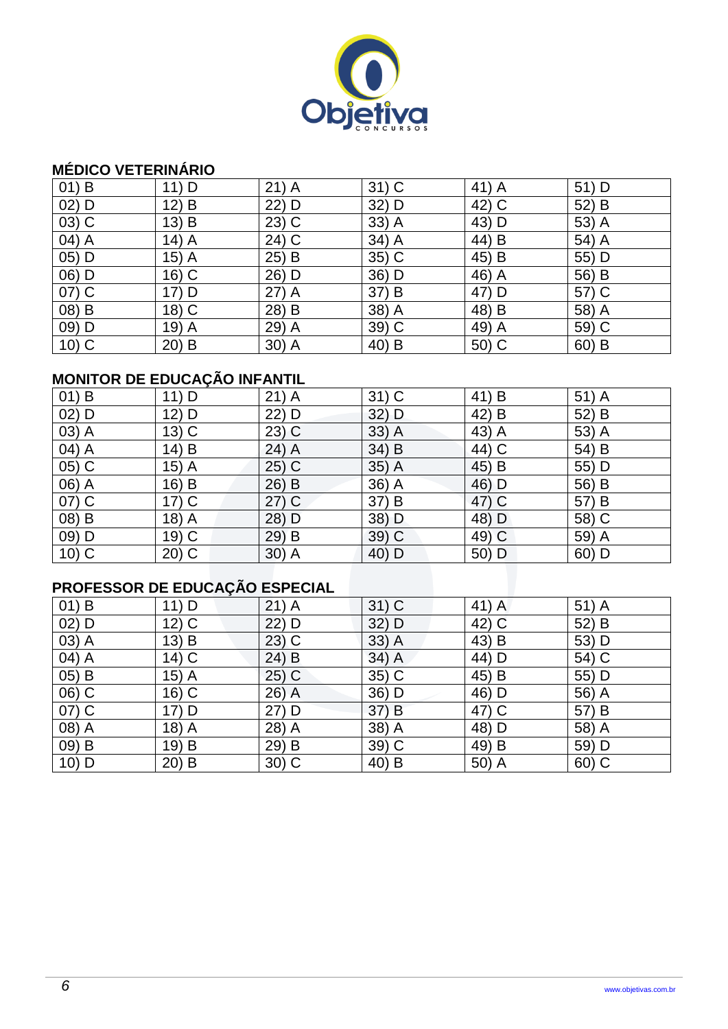## MÉDICO VETERINÁRIO

| 01) B | 11) D | 21) A | 31) C | 41) A | 51) D |
|---|---|---|---|---|---|
| 02) D | 12) B | 22) D | 32) D | 42) C | 52) B |
| 03) C | 13) B | 23) C | 33) A | 43) D | 53) A |
| 04) A | 14) A | 24) C | 34) A | 44) B | 54) A |
| 05) D | 15) A | 25) B | 35) C | 45) B | 55) D |
| 06) D | 16) C | 26) D | 36) D | 46) A | 56) B |
| 07) C | 17) D | 27) A | 37) B | 47) D | 57) C |
| 08) B | 18) C | 28) B | 38) A | 48) B | 58) A |
| 09) D | 19) A | 29) A | 39) C | 49) A | 59) C |
| 10) C | 20) B | 30) A | 40) B | 50) C | 60) B |

## MONITOR DE EDUCAÇÃO INFANTIL

| 01) B | 11) D | 21) A | 31) C | 41) B | 51) A |
|---|---|---|---|---|---|
| 02) D | 12) D | 22) D | 32) D | 42) B | 52) B |
| 03) A | 13) C | 23) C | 33) A | 43) A | 53) A |
| 04) A | 14) B | 24) A | 34) B | 44) C | 54) B |
| 05) C | 15) A | 25) C | 35) A | 45) B | 55) D |
| 06) A | 16) B | 26) B | 36) A | 46) D | 56) B |
| 07) C | 17) C | 27) C | 37) B | 47) C | 57) B |
| 08) B | 18) A | 28) D | 38) D | 48) D | 58) C |
| 09) D | 19) C | 29) B | 39) C | 49) C | 59) A |
| 10) C | 20) C | 30) A | 40) D | 50) D | 60) D |

## PROFESSOR DE EDUCAÇÃO ESPECIAL

| 01) B | 11) D | 21) A | 31) C | 41) A | 51) A |
|---|---|---|---|---|---|
| 02) D | 12) C | 22) D | 32) D | 42) C | 52) B |
| 03) A | 13) B | 23) C | 33) A | 43) B | 53) D |
| 04) A | 14) C | 24) B | 34) A | 44) D | 54) C |
| 05) B | 15) A | 25) C | 35) C | 45) B | 55) D |
| 06) C | 16) C | 26) A | 36) D | 46) D | 56) A |
| 07) C | 17) D | 27) D | 37) B | 47) C | 57) B |
| 08) A | 18) A | 28) A | 38) A | 48) D | 58) A |
| 09) B | 19) B | 29) B | 39) C | 49) B | 59) D |
| 10) D | 20) B | 30) C | 40) B | 50) A | 60) C |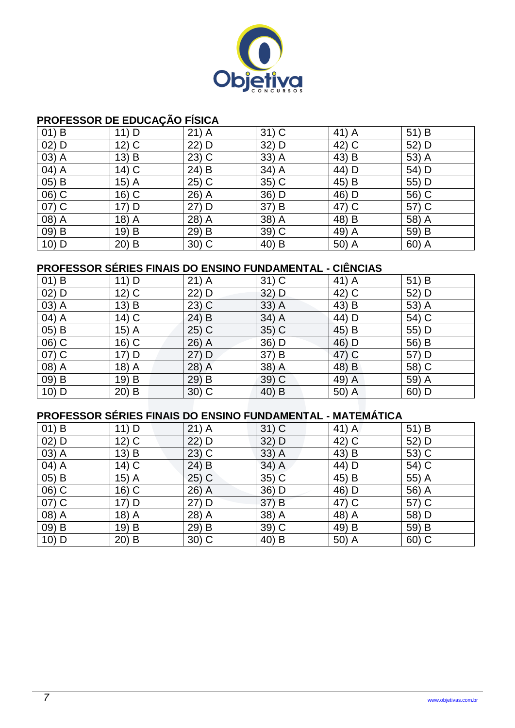## PROFESSOR DE EDUCAÇÃO FÍSICA

| | | | | | |
|---|---|---|---|---|---|
| 01) B | 11) D | 21) A | 31) C | 41) A | 51) B |
| 02) D | 12) C | 22) D | 32) D | 42) C | 52) D |
| 03) A | 13) B | 23) C | 33) A | 43) B | 53) A |
| 04) A | 14) C | 24) B | 34) A | 44) D | 54) D |
| 05) B | 15) A | 25) C | 35) C | 45) B | 55) D |
| 06) C | 16) C | 26) A | 36) D | 46) D | 56) C |
| 07) C | 17) D | 27) D | 37) B | 47) C | 57) C |
| 08) A | 18) A | 28) A | 38) A | 48) B | 58) A |
| 09) B | 19) B | 29) B | 39) C | 49) A | 59) B |
| 10) D | 20) B | 30) C | 40) B | 50) A | 60) A |

## PROFESSOR SÉRIES FINAIS DO ENSINO FUNDAMENTAL - CIÊNCIAS

| | | | | | |
|---|---|---|---|---|---|
| 01) B | 11) D | 21) A | 31) C | 41) A | 51) B |
| 02) D | 12) C | 22) D | 32) D | 42) C | 52) D |
| 03) A | 13) B | 23) C | 33) A | 43) B | 53) A |
| 04) A | 14) C | 24) B | 34) A | 44) D | 54) C |
| 05) B | 15) A | 25) C | 35) C | 45) B | 55) D |
| 06) C | 16) C | 26) A | 36) D | 46) D | 56) B |
| 07) C | 17) D | 27) D | 37) B | 47) C | 57) D |
| 08) A | 18) A | 28) A | 38) A | 48) B | 58) C |
| 09) B | 19) B | 29) B | 39) C | 49) A | 59) A |
| 10) D | 20) B | 30) C | 40) B | 50) A | 60) D |

## PROFESSOR SÉRIES FINAIS DO ENSINO FUNDAMENTAL - MATEMÁTICA

| | | | | | |
|---|---|---|---|---|---|
| 01) B | 11) D | 21) A | 31) C | 41) A | 51) B |
| 02) D | 12) C | 22) D | 32) D | 42) C | 52) D |
| 03) A | 13) B | 23) C | 33) A | 43) B | 53) C |
| 04) A | 14) C | 24) B | 34) A | 44) D | 54) C |
| 05) B | 15) A | 25) C | 35) C | 45) B | 55) A |
| 06) C | 16) C | 26) A | 36) D | 46) D | 56) A |
| 07) C | 17) D | 27) D | 37) B | 47) C | 57) C |
| 08) A | 18) A | 28) A | 38) A | 48) A | 58) D |
| 09) B | 19) B | 29) B | 39) C | 49) B | 59) B |
| 10) D | 20) B | 30) C | 40) B | 50) A | 60) C |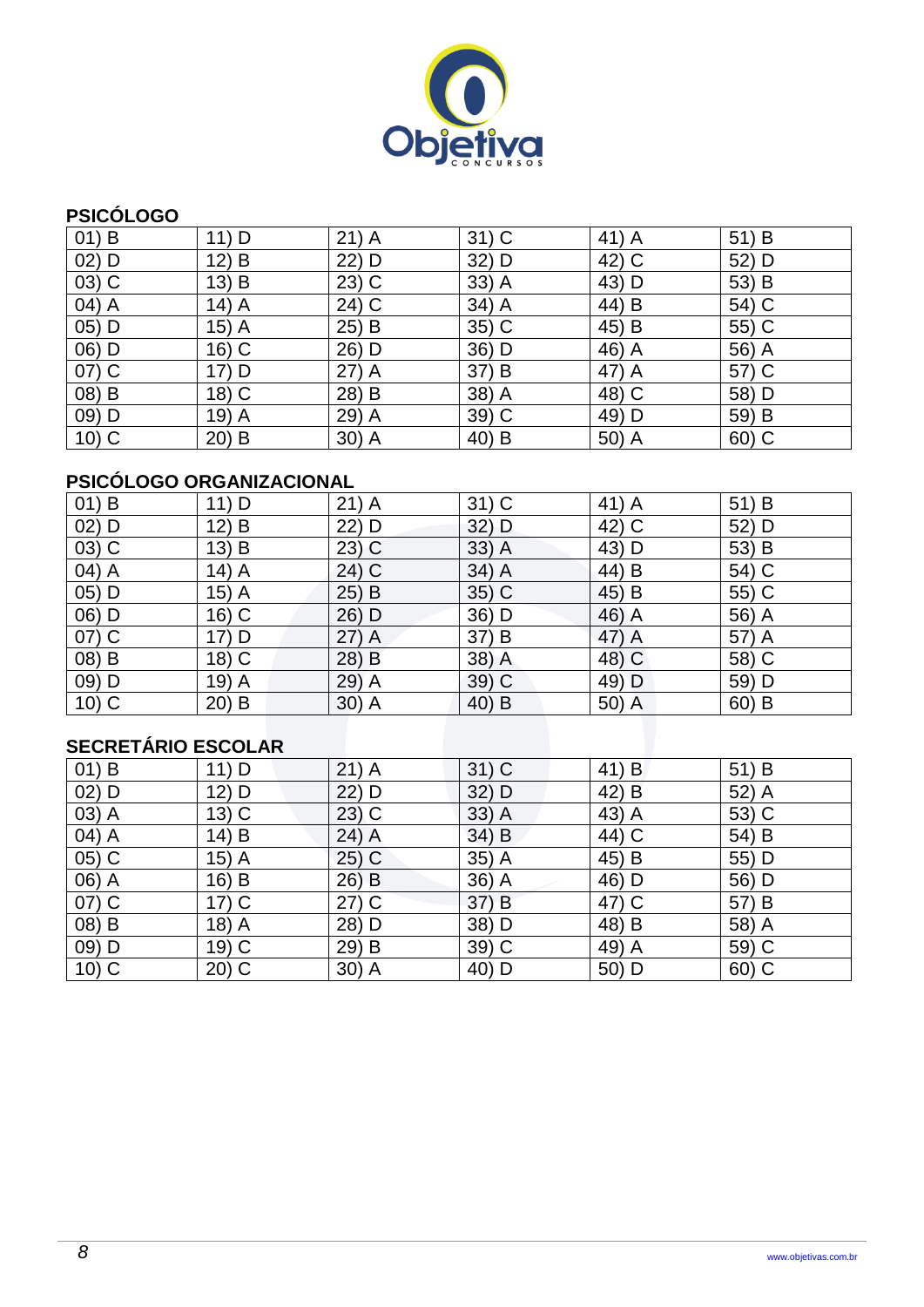## PSICÓLOGO

| | | | | | |
|---|---|---|---|---|---|
| 01) B | 11) D | 21) A | 31) C | 41) A | 51) B |
| 02) D | 12) B | 22) D | 32) D | 42) C | 52) D |
| 03) C | 13) B | 23) C | 33) A | 43) D | 53) B |
| 04) A | 14) A | 24) C | 34) A | 44) B | 54) C |
| 05) D | 15) A | 25) B | 35) C | 45) B | 55) C |
| 06) D | 16) C | 26) D | 36) D | 46) A | 56) A |
| 07) C | 17) D | 27) A | 37) B | 47) A | 57) C |
| 08) B | 18) C | 28) B | 38) A | 48) C | 58) D |
| 09) D | 19) A | 29) A | 39) C | 49) D | 59) B |
| 10) C | 20) B | 30) A | 40) B | 50) A | 60) C |

## PSICÓLOGO ORGANIZACIONAL

| | | | | | |
|---|---|---|---|---|---|
| 01) B | 11) D | 21) A | 31) C | 41) A | 51) B |
| 02) D | 12) B | 22) D | 32) D | 42) C | 52) D |
| 03) C | 13) B | 23) C | 33) A | 43) D | 53) B |
| 04) A | 14) A | 24) C | 34) A | 44) B | 54) C |
| 05) D | 15) A | 25) B | 35) C | 45) B | 55) C |
| 06) D | 16) C | 26) D | 36) D | 46) A | 56) A |
| 07) C | 17) D | 27) A | 37) B | 47) A | 57) A |
| 08) B | 18) C | 28) B | 38) A | 48) C | 58) C |
| 09) D | 19) A | 29) A | 39) C | 49) D | 59) D |
| 10) C | 20) B | 30) A | 40) B | 50) A | 60) B |

## SECRETÁRIO ESCOLAR

| | | | | | |
|---|---|---|---|---|---|
| 01) B | 11) D | 21) A | 31) C | 41) B | 51) B |
| 02) D | 12) D | 22) D | 32) D | 42) B | 52) A |
| 03) A | 13) C | 23) C | 33) A | 43) A | 53) C |
| 04) A | 14) B | 24) A | 34) B | 44) C | 54) B |
| 05) C | 15) A | 25) C | 35) A | 45) B | 55) D |
| 06) A | 16) B | 26) B | 36) A | 46) D | 56) D |
| 07) C | 17) C | 27) C | 37) B | 47) C | 57) B |
| 08) B | 18) A | 28) D | 38) D | 48) B | 58) A |
| 09) D | 19) C | 29) B | 39) C | 49) A | 59) C |
| 10) C | 20) C | 30) A | 40) D | 50) D | 60) C |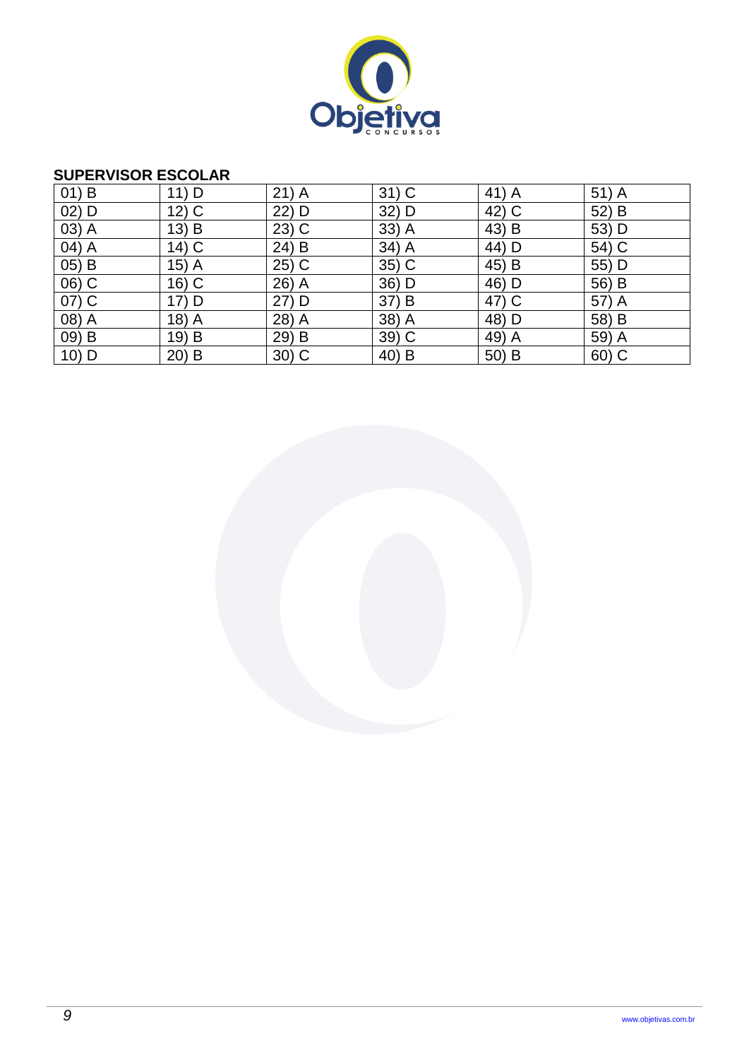**SUPERVISOR ESCOLAR**

| | | | | | |
|---|---|---|---|---|---|
| 01) B | 11) D | 21) A | 31) C | 41) A | 51) A |
| 02) D | 12) C | 22) D | 32) D | 42) C | 52) B |
| 03) A | 13) B | 23) C | 33) A | 43) B | 53) D |
| 04) A | 14) C | 24) B | 34) A | 44) D | 54) C |
| 05) B | 15) A | 25) C | 35) C | 45) B | 55) D |
| 06) C | 16) C | 26) A | 36) D | 46) D | 56) B |
| 07) C | 17) D | 27) D | 37) B | 47) C | 57) A |
| 08) A | 18) A | 28) A | 38) A | 48) D | 58) B |
| 09) B | 19) B | 29) B | 39) C | 49) A | 59) A |
| 10) D | 20) B | 30) C | 40) B | 50) B | 60) C |